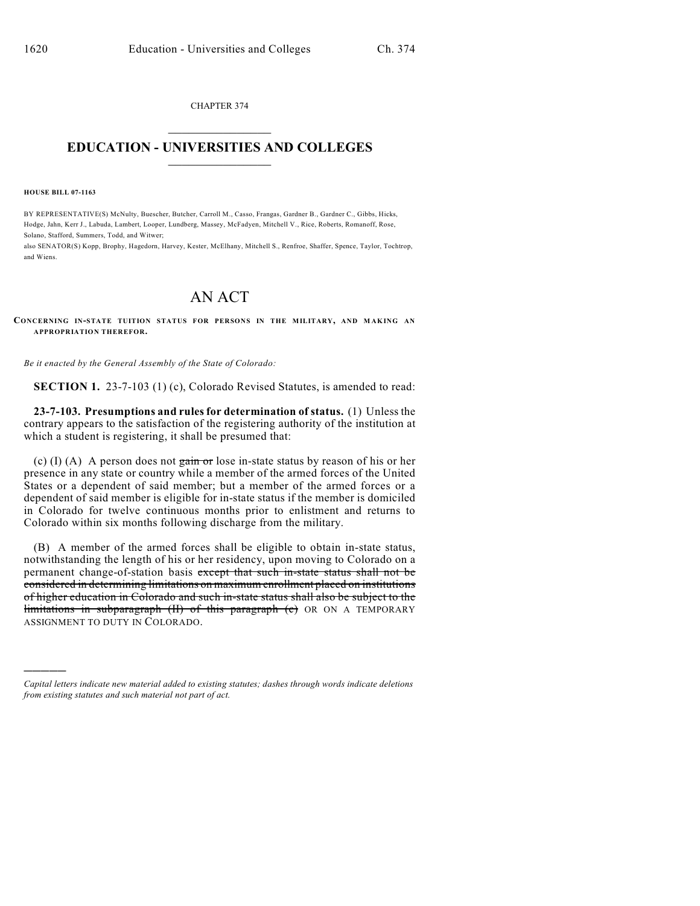CHAPTER 374

# EDUCATION - UNIVERSITIES AND COLLEGES

**HOUSE BILL 07-1163**

BY REPRESENTATIVE(S) McNulty, Buescher, Butcher, Carroll M., Casso, Frangas, Gardner B., Gardner C., Gibbs, Hicks, Hodge, Jahn, Kerr J., Labuda, Lambert, Looper, Lundberg, Massey, McFadyen, Mitchell V., Rice, Roberts, Romanoff, Rose, Solano, Stafford, Summers, Todd, and Witwer;
also SENATOR(S) Kopp, Brophy, Hagedorn, Harvey, Kester, McElhany, Mitchell S., Renfroe, Shaffer, Spence, Taylor, Tochtrop, and Wiens.

# AN ACT

**CONCERNING IN-STATE TUITION STATUS FOR PERSONS IN THE MILITARY, AND MAKING AN APPROPRIATION THEREFOR.**

*Be it enacted by the General Assembly of the State of Colorado:*

**SECTION 1.** 23-7-103 (1) (c), Colorado Revised Statutes, is amended to read:

**23-7-103. Presumptions and rules for determination of status.** (1) Unless the contrary appears to the satisfaction of the registering authority of the institution at which a student is registering, it shall be presumed that:

(c) (I) (A) A person does not ~~gain or~~ lose in-state status by reason of his or her presence in any state or country while a member of the armed forces of the United States or a dependent of said member; but a member of the armed forces or a dependent of said member is eligible for in-state status if the member is domiciled in Colorado for twelve continuous months prior to enlistment and returns to Colorado within six months following discharge from the military.

(B) A member of the armed forces shall be eligible to obtain in-state status, notwithstanding the length of his or her residency, upon moving to Colorado on a permanent change-of-station basis ~~except that such in-state status shall not be considered in determining limitations on maximum enrollment placed on institutions of higher education in Colorado and such in-state status shall also be subject to the limitations in subparagraph (II) of this paragraph (c)~~ OR ON A TEMPORARY ASSIGNMENT TO DUTY IN COLORADO.

*Capital letters indicate new material added to existing statutes; dashes through words indicate deletions from existing statutes and such material not part of act.*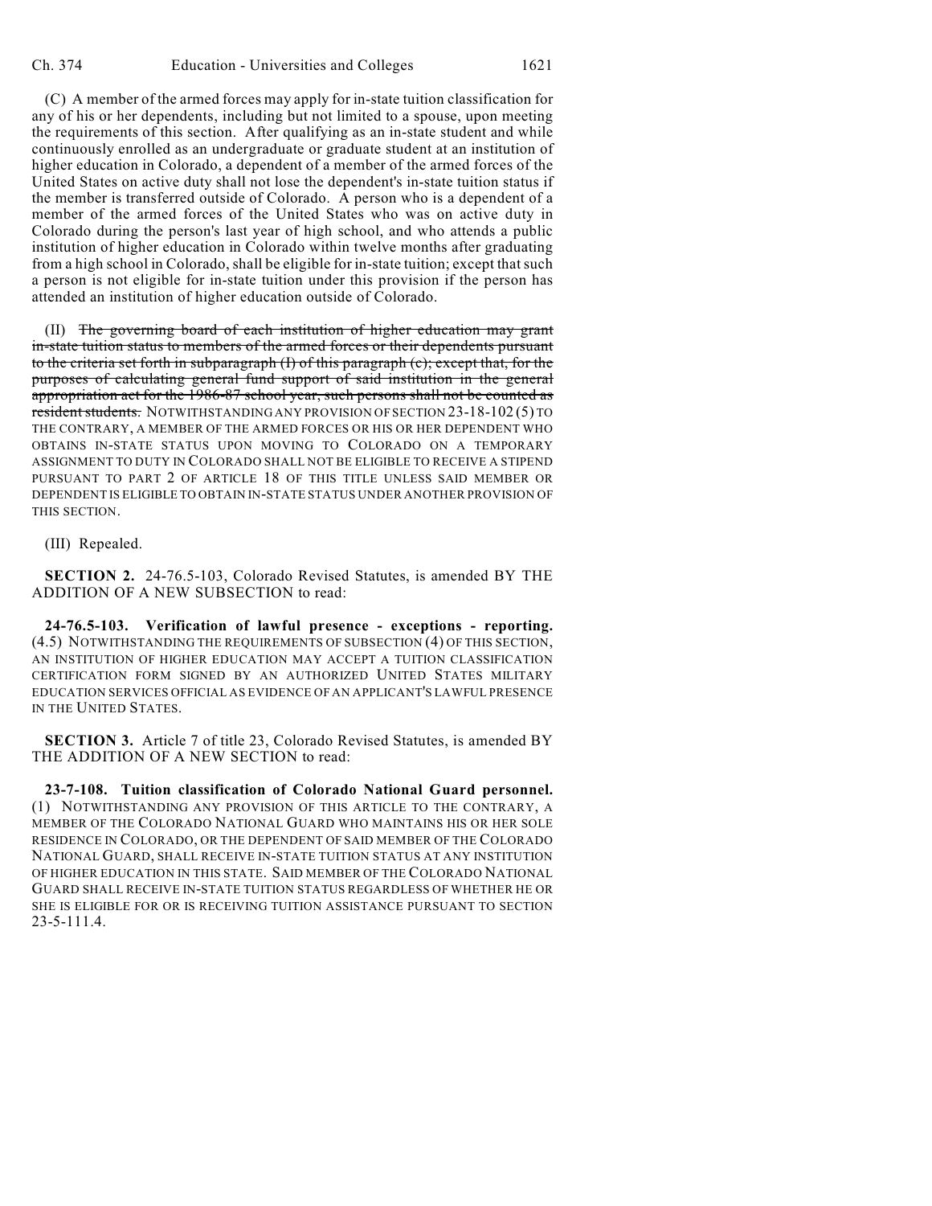(C) A member of the armed forces may apply for in-state tuition classification for any of his or her dependents, including but not limited to a spouse, upon meeting the requirements of this section. After qualifying as an in-state student and while continuously enrolled as an undergraduate or graduate student at an institution of higher education in Colorado, a dependent of a member of the armed forces of the United States on active duty shall not lose the dependent's in-state tuition status if the member is transferred outside of Colorado. A person who is a dependent of a member of the armed forces of the United States who was on active duty in Colorado during the person's last year of high school, and who attends a public institution of higher education in Colorado within twelve months after graduating from a high school in Colorado, shall be eligible for in-state tuition; except that such a person is not eligible for in-state tuition under this provision if the person has attended an institution of higher education outside of Colorado.

(II) ~~The governing board of each institution of higher education may grant in-state tuition status to members of the armed forces or their dependents pursuant to the criteria set forth in subparagraph (I) of this paragraph (c); except that, for the purposes of calculating general fund support of said institution in the general appropriation act for the 1986-87 school year, such persons shall not be counted as resident students.~~ NOTWITHSTANDING ANY PROVISION OF SECTION 23-18-102 (5) TO THE CONTRARY, A MEMBER OF THE ARMED FORCES OR HIS OR HER DEPENDENT WHO OBTAINS IN-STATE STATUS UPON MOVING TO COLORADO ON A TEMPORARY ASSIGNMENT TO DUTY IN COLORADO SHALL NOT BE ELIGIBLE TO RECEIVE A STIPEND PURSUANT TO PART 2 OF ARTICLE 18 OF THIS TITLE UNLESS SAID MEMBER OR DEPENDENT IS ELIGIBLE TO OBTAIN IN-STATE STATUS UNDER ANOTHER PROVISION OF THIS SECTION.

(III) Repealed.

**SECTION 2.** 24-76.5-103, Colorado Revised Statutes, is amended BY THE ADDITION OF A NEW SUBSECTION to read:

**24-76.5-103. Verification of lawful presence - exceptions - reporting.** (4.5) NOTWITHSTANDING THE REQUIREMENTS OF SUBSECTION (4) OF THIS SECTION, AN INSTITUTION OF HIGHER EDUCATION MAY ACCEPT A TUITION CLASSIFICATION CERTIFICATION FORM SIGNED BY AN AUTHORIZED UNITED STATES MILITARY EDUCATION SERVICES OFFICIAL AS EVIDENCE OF AN APPLICANT'S LAWFUL PRESENCE IN THE UNITED STATES.

**SECTION 3.** Article 7 of title 23, Colorado Revised Statutes, is amended BY THE ADDITION OF A NEW SECTION to read:

**23-7-108. Tuition classification of Colorado National Guard personnel.** (1) NOTWITHSTANDING ANY PROVISION OF THIS ARTICLE TO THE CONTRARY, A MEMBER OF THE COLORADO NATIONAL GUARD WHO MAINTAINS HIS OR HER SOLE RESIDENCE IN COLORADO, OR THE DEPENDENT OF SAID MEMBER OF THE COLORADO NATIONAL GUARD, SHALL RECEIVE IN-STATE TUITION STATUS AT ANY INSTITUTION OF HIGHER EDUCATION IN THIS STATE. SAID MEMBER OF THE COLORADO NATIONAL GUARD SHALL RECEIVE IN-STATE TUITION STATUS REGARDLESS OF WHETHER HE OR SHE IS ELIGIBLE FOR OR IS RECEIVING TUITION ASSISTANCE PURSUANT TO SECTION 23-5-111.4.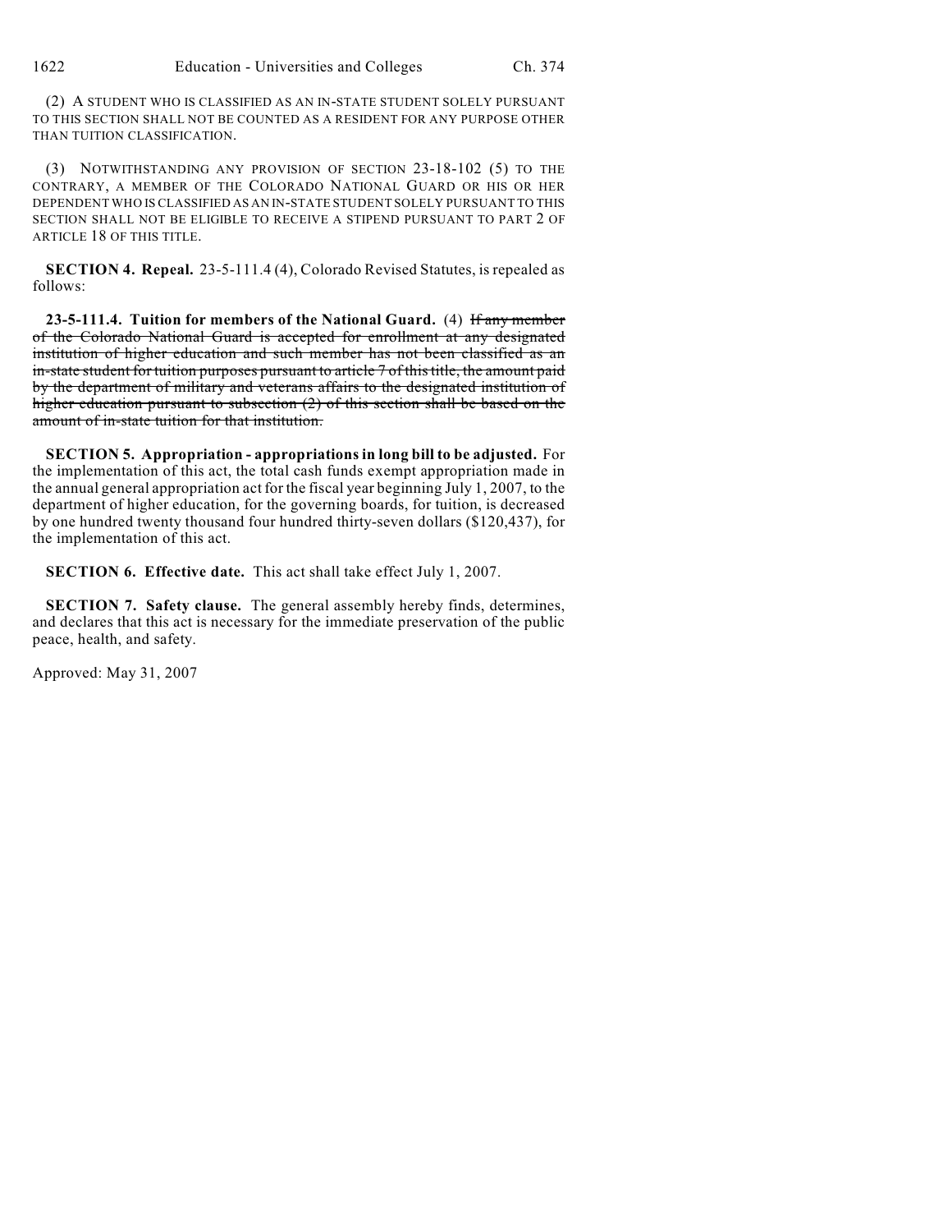(2) A STUDENT WHO IS CLASSIFIED AS AN IN-STATE STUDENT SOLELY PURSUANT TO THIS SECTION SHALL NOT BE COUNTED AS A RESIDENT FOR ANY PURPOSE OTHER THAN TUITION CLASSIFICATION.

(3) NOTWITHSTANDING ANY PROVISION OF SECTION 23-18-102 (5) TO THE CONTRARY, A MEMBER OF THE COLORADO NATIONAL GUARD OR HIS OR HER DEPENDENT WHO IS CLASSIFIED AS AN IN-STATE STUDENT SOLELY PURSUANT TO THIS SECTION SHALL NOT BE ELIGIBLE TO RECEIVE A STIPEND PURSUANT TO PART 2 OF ARTICLE 18 OF THIS TITLE.

**SECTION 4. Repeal.** 23-5-111.4 (4), Colorado Revised Statutes, is repealed as follows:

**23-5-111.4. Tuition for members of the National Guard.** (4) ~~If any member of the Colorado National Guard is accepted for enrollment at any designated institution of higher education and such member has not been classified as an in-state student for tuition purposes pursuant to article 7 of this title, the amount paid by the department of military and veterans affairs to the designated institution of higher education pursuant to subsection (2) of this section shall be based on the amount of in-state tuition for that institution.~~

**SECTION 5. Appropriation - appropriations in long bill to be adjusted.** For the implementation of this act, the total cash funds exempt appropriation made in the annual general appropriation act for the fiscal year beginning July 1, 2007, to the department of higher education, for the governing boards, for tuition, is decreased by one hundred twenty thousand four hundred thirty-seven dollars ($120,437), for the implementation of this act.

**SECTION 6. Effective date.** This act shall take effect July 1, 2007.

**SECTION 7. Safety clause.** The general assembly hereby finds, determines, and declares that this act is necessary for the immediate preservation of the public peace, health, and safety.

Approved: May 31, 2007